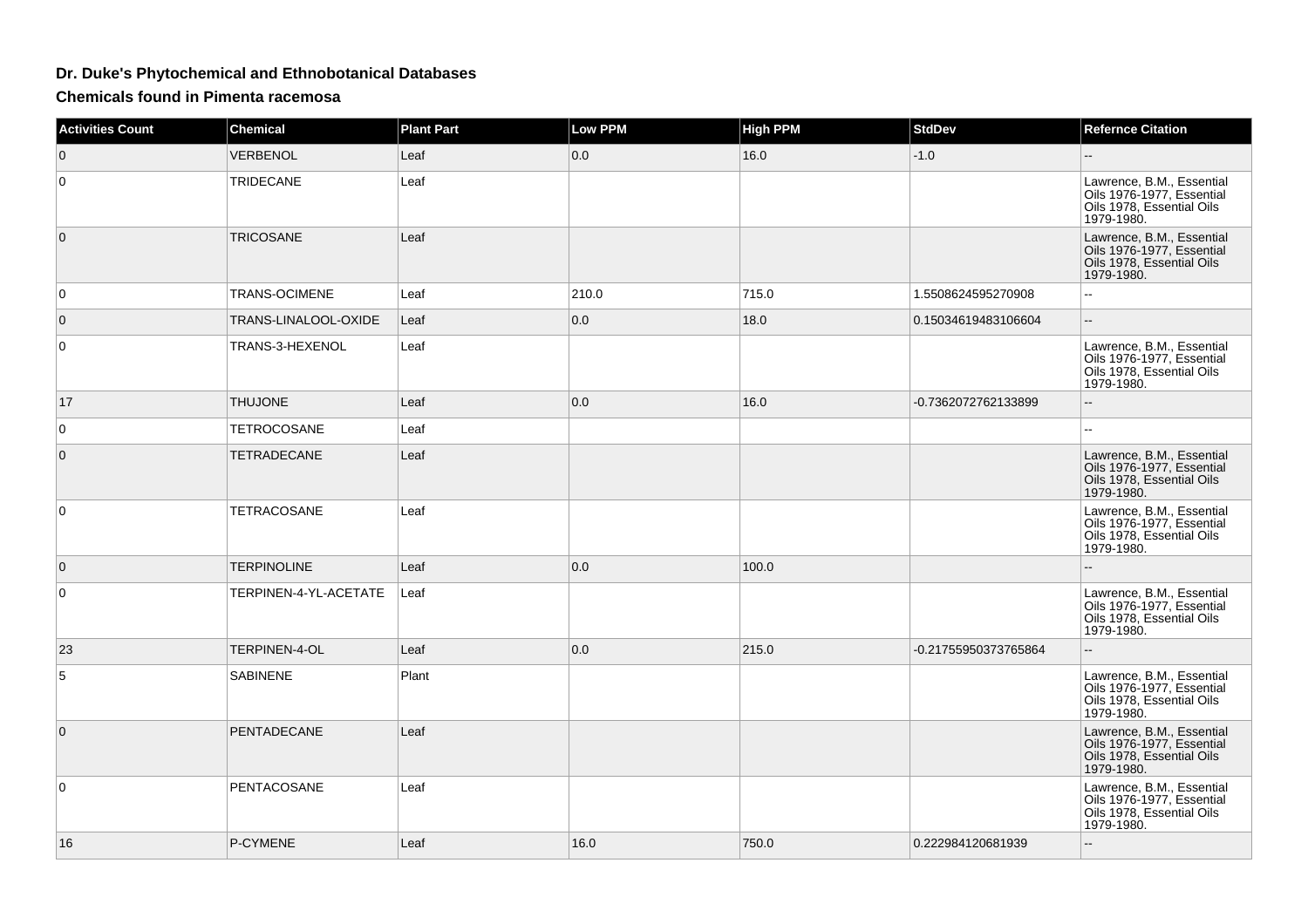## Dr. Duke's Phytochemical and Ethnobotanical Databases

### Chemicals found in Pimenta racemosa

| Activities Count | Chemical | Plant Part | Low PPM | High PPM | StdDev | Refernce Citation |
|---|---|---|---|---|---|---|
| 0 | VERBENOL | Leaf | 0.0 | 16.0 | -1.0 | -- |
| 0 | TRIDECANE | Leaf | | | | Lawrence, B.M., Essential Oils 1976-1977, Essential Oils 1978, Essential Oils 1979-1980. |
| 0 | TRICOSANE | Leaf | | | | Lawrence, B.M., Essential Oils 1976-1977, Essential Oils 1978, Essential Oils 1979-1980. |
| 0 | TRANS-OCIMENE | Leaf | 210.0 | 715.0 | 1.5508624595270908 | -- |
| 0 | TRANS-LINALOOL-OXIDE | Leaf | 0.0 | 18.0 | 0.15034619483106604 | -- |
| 0 | TRANS-3-HEXENOL | Leaf | | | | Lawrence, B.M., Essential Oils 1976-1977, Essential Oils 1978, Essential Oils 1979-1980. |
| 17 | THUJONE | Leaf | 0.0 | 16.0 | -0.7362072762133899 | -- |
| 0 | TETROCOSANE | Leaf | | | | -- |
| 0 | TETRADECANE | Leaf | | | | Lawrence, B.M., Essential Oils 1976-1977, Essential Oils 1978, Essential Oils 1979-1980. |
| 0 | TETRACOSANE | Leaf | | | | Lawrence, B.M., Essential Oils 1976-1977, Essential Oils 1978, Essential Oils 1979-1980. |
| 0 | TERPINOLINE | Leaf | 0.0 | 100.0 | | -- |
| 0 | TERPINEN-4-YL-ACETATE | Leaf | | | | Lawrence, B.M., Essential Oils 1976-1977, Essential Oils 1978, Essential Oils 1979-1980. |
| 23 | TERPINEN-4-OL | Leaf | 0.0 | 215.0 | -0.21755950373765864 | -- |
| 5 | SABINENE | Plant | | | | Lawrence, B.M., Essential Oils 1976-1977, Essential Oils 1978, Essential Oils 1979-1980. |
| 0 | PENTADECANE | Leaf | | | | Lawrence, B.M., Essential Oils 1976-1977, Essential Oils 1978, Essential Oils 1979-1980. |
| 0 | PENTACOSANE | Leaf | | | | Lawrence, B.M., Essential Oils 1976-1977, Essential Oils 1978, Essential Oils 1979-1980. |
| 16 | P-CYMENE | Leaf | 16.0 | 750.0 | 0.222984120681939 | -- |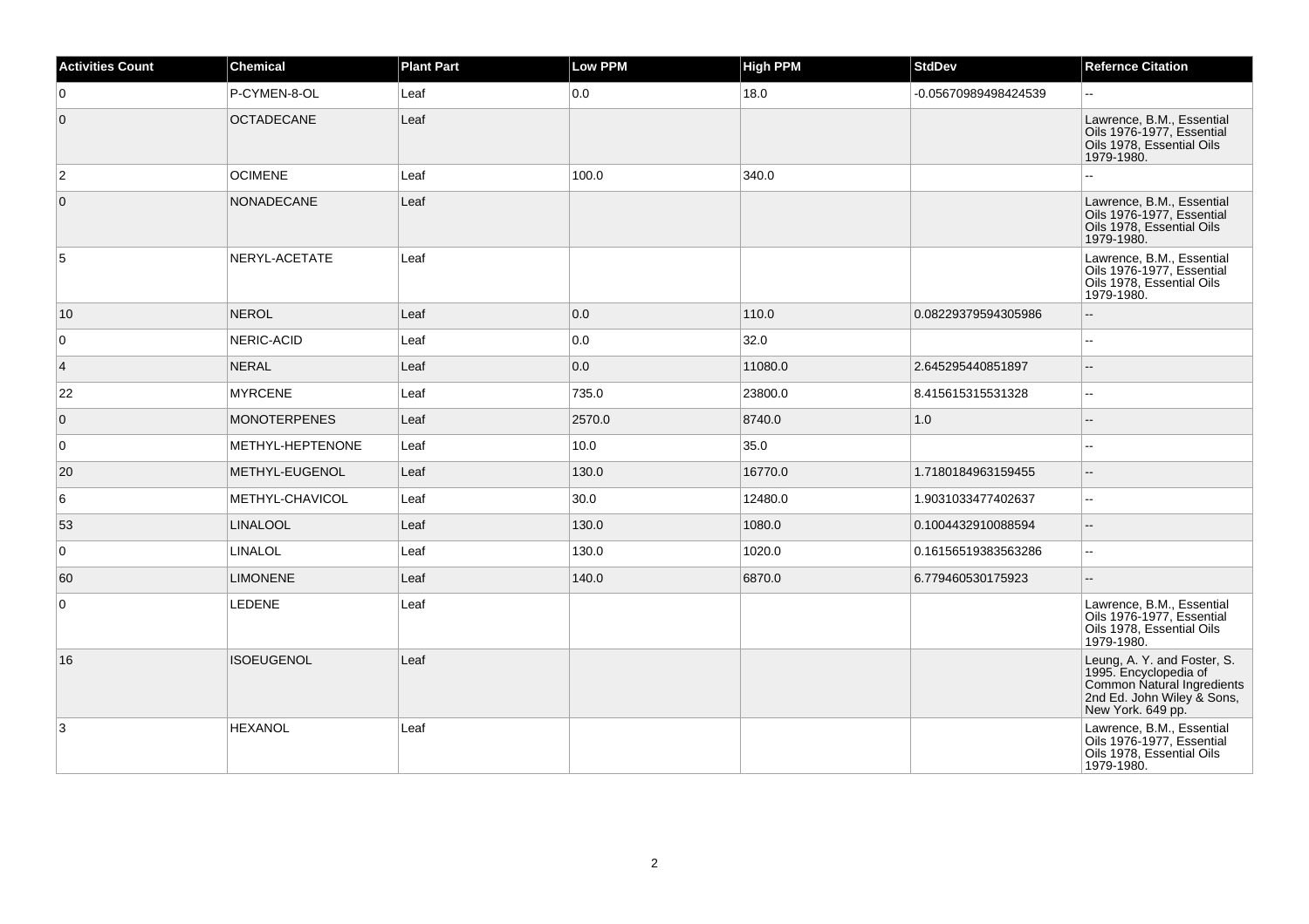| Activities Count | Chemical | Plant Part | Low PPM | High PPM | StdDev | Refernce Citation |
|---|---|---|---|---|---|---|
| 0 | P-CYMEN-8-OL | Leaf | 0.0 | 18.0 | -0.05670989498424539 | -- |
| 0 | OCTADECANE | Leaf | | | | Lawrence, B.M., Essential Oils 1976-1977, Essential Oils 1978, Essential Oils 1979-1980. |
| 2 | OCIMENE | Leaf | 100.0 | 340.0 | | -- |
| 0 | NONADECANE | Leaf | | | | Lawrence, B.M., Essential Oils 1976-1977, Essential Oils 1978, Essential Oils 1979-1980. |
| 5 | NERYL-ACETATE | Leaf | | | | Lawrence, B.M., Essential Oils 1976-1977, Essential Oils 1978, Essential Oils 1979-1980. |
| 10 | NEROL | Leaf | 0.0 | 110.0 | 0.08229379594305986 | -- |
| 0 | NERIC-ACID | Leaf | 0.0 | 32.0 | | -- |
| 4 | NERAL | Leaf | 0.0 | 11080.0 | 2.645295440851897 | -- |
| 22 | MYRCENE | Leaf | 735.0 | 23800.0 | 8.415615315531328 | -- |
| 0 | MONOTERPENES | Leaf | 2570.0 | 8740.0 | 1.0 | -- |
| 0 | METHYL-HEPTENONE | Leaf | 10.0 | 35.0 | | -- |
| 20 | METHYL-EUGENOL | Leaf | 130.0 | 16770.0 | 1.7180184963159455 | -- |
| 6 | METHYL-CHAVICOL | Leaf | 30.0 | 12480.0 | 1.9031033477402637 | -- |
| 53 | LINALOOL | Leaf | 130.0 | 1080.0 | 0.1004432910088594 | -- |
| 0 | LINALOL | Leaf | 130.0 | 1020.0 | 0.16156519383563286 | -- |
| 60 | LIMONENE | Leaf | 140.0 | 6870.0 | 6.779460530175923 | -- |
| 0 | LEDENE | Leaf | | | | Lawrence, B.M., Essential Oils 1976-1977, Essential Oils 1978, Essential Oils 1979-1980. |
| 16 | ISOEUGENOL | Leaf | | | | Leung, A. Y. and Foster, S. 1995. Encyclopedia of Common Natural Ingredients 2nd Ed. John Wiley & Sons, New York. 649 pp. |
| 3 | HEXANOL | Leaf | | | | Lawrence, B.M., Essential Oils 1976-1977, Essential Oils 1978, Essential Oils 1979-1980. |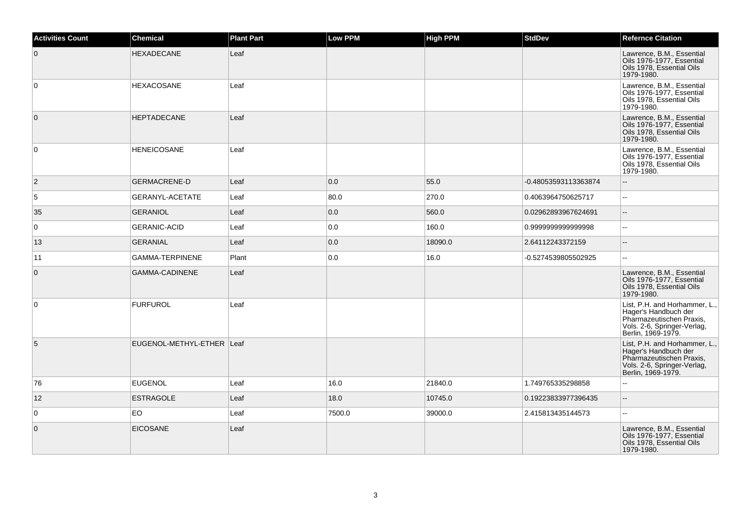| Activities Count | Chemical | Plant Part | Low PPM | High PPM | StdDev | Refernce Citation |
| --- | --- | --- | --- | --- | --- | --- |
| 0 | HEXADECANE | Leaf | | | | Lawrence, B.M., Essential Oils 1976-1977, Essential Oils 1978, Essential Oils 1979-1980. |
| 0 | HEXACOSANE | Leaf | | | | Lawrence, B.M., Essential Oils 1976-1977, Essential Oils 1978, Essential Oils 1979-1980. |
| 0 | HEPTADECANE | Leaf | | | | Lawrence, B.M., Essential Oils 1976-1977, Essential Oils 1978, Essential Oils 1979-1980. |
| 0 | HENEICOSANE | Leaf | | | | Lawrence, B.M., Essential Oils 1976-1977, Essential Oils 1978, Essential Oils 1979-1980. |
| 2 | GERMACRENE-D | Leaf | 0.0 | 55.0 | -0.48053593113363874 | -- |
| 5 | GERANYL-ACETATE | Leaf | 80.0 | 270.0 | 0.4063964750625717 | -- |
| 35 | GERANIOL | Leaf | 0.0 | 560.0 | 0.02962893967624691 | -- |
| 0 | GERANIC-ACID | Leaf | 0.0 | 160.0 | 0.9999999999999998 | -- |
| 13 | GERANIAL | Leaf | 0.0 | 18090.0 | 2.64112243372159 | -- |
| 11 | GAMMA-TERPINENE | Plant | 0.0 | 16.0 | -0.5274539805502925 | -- |
| 0 | GAMMA-CADINENE | Leaf | | | | Lawrence, B.M., Essential Oils 1976-1977, Essential Oils 1978, Essential Oils 1979-1980. |
| 0 | FURFUROL | Leaf | | | | List, P.H. and Horhammer, L., Hager's Handbuch der Pharmazeutischen Praxis, Vols. 2-6, Springer-Verlag, Berlin, 1969-1979. |
| 5 | EUGENOL-METHYL-ETHER | Leaf | | | | List, P.H. and Horhammer, L., Hager's Handbuch der Pharmazeutischen Praxis, Vols. 2-6, Springer-Verlag, Berlin, 1969-1979. |
| 76 | EUGENOL | Leaf | 16.0 | 21840.0 | 1.749765335298858 | -- |
| 12 | ESTRAGOLE | Leaf | 18.0 | 10745.0 | 0.19223833977396435 | -- |
| 0 | EO | Leaf | 7500.0 | 39000.0 | 2.415813435144573 | -- |
| 0 | EICOSANE | Leaf | | | | Lawrence, B.M., Essential Oils 1976-1977, Essential Oils 1978, Essential Oils 1979-1980. |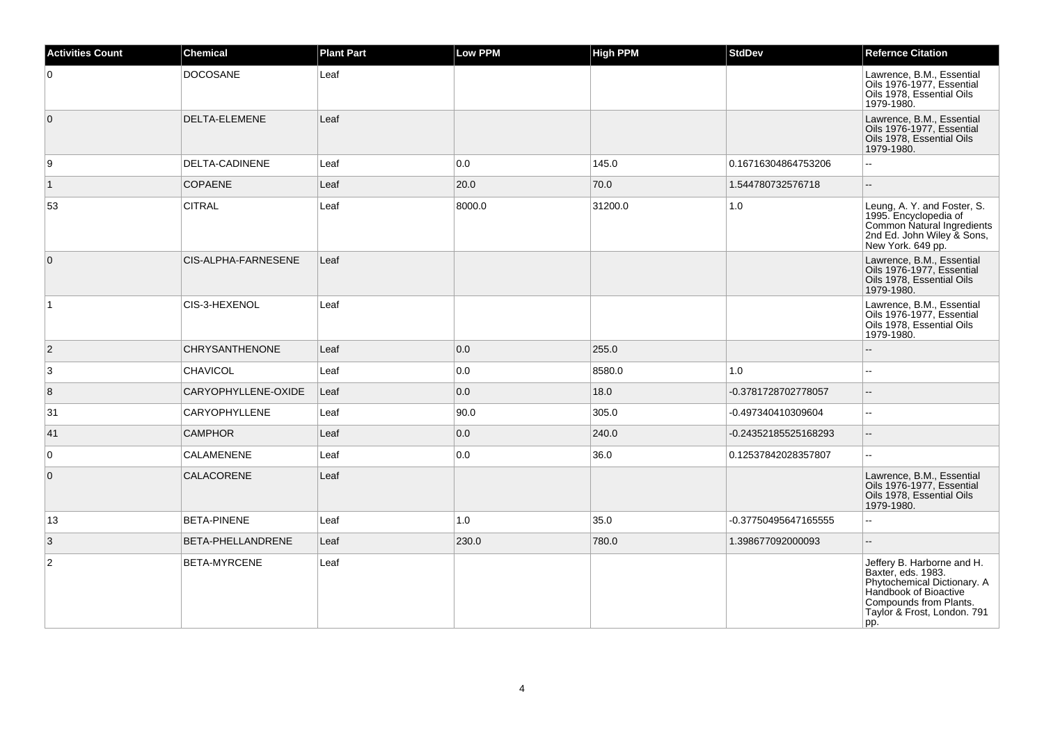| Activities Count | Chemical | Plant Part | Low PPM | High PPM | StdDev | Refernce Citation |
| --- | --- | --- | --- | --- | --- | --- |
| 0 | DOCOSANE | Leaf | | | | Lawrence, B.M., Essential Oils 1976-1977, Essential Oils 1978, Essential Oils 1979-1980. |
| 0 | DELTA-ELEMENE | Leaf | | | | Lawrence, B.M., Essential Oils 1976-1977, Essential Oils 1978, Essential Oils 1979-1980. |
| 9 | DELTA-CADINENE | Leaf | 0.0 | 145.0 | 0.16716304864753206 | -- |
| 1 | COPAENE | Leaf | 20.0 | 70.0 | 1.544780732576718 | -- |
| 53 | CITRAL | Leaf | 8000.0 | 31200.0 | 1.0 | Leung, A. Y. and Foster, S. 1995. Encyclopedia of Common Natural Ingredients 2nd Ed. John Wiley & Sons, New York. 649 pp. |
| 0 | CIS-ALPHA-FARNESENE | Leaf | | | | Lawrence, B.M., Essential Oils 1976-1977, Essential Oils 1978, Essential Oils 1979-1980. |
| 1 | CIS-3-HEXENOL | Leaf | | | | Lawrence, B.M., Essential Oils 1976-1977, Essential Oils 1978, Essential Oils 1979-1980. |
| 2 | CHRYSANTHENONE | Leaf | 0.0 | 255.0 | | -- |
| 3 | CHAVICOL | Leaf | 0.0 | 8580.0 | 1.0 | -- |
| 8 | CARYOPHYLLENE-OXIDE | Leaf | 0.0 | 18.0 | -0.3781728702778057 | -- |
| 31 | CARYOPHYLLENE | Leaf | 90.0 | 305.0 | -0.497340410309604 | -- |
| 41 | CAMPHOR | Leaf | 0.0 | 240.0 | -0.24352185525168293 | -- |
| 0 | CALAMENENE | Leaf | 0.0 | 36.0 | 0.12537842028357807 | -- |
| 0 | CALACORENE | Leaf | | | | Lawrence, B.M., Essential Oils 1976-1977, Essential Oils 1978, Essential Oils 1979-1980. |
| 13 | BETA-PINENE | Leaf | 1.0 | 35.0 | -0.37750495647165555 | -- |
| 3 | BETA-PHELLANDRENE | Leaf | 230.0 | 780.0 | 1.398677092000093 | -- |
| 2 | BETA-MYRCENE | Leaf | | | | Jeffery B. Harborne and H. Baxter, eds. 1983. Phytochemical Dictionary. A Handbook of Bioactive Compounds from Plants. Taylor & Frost, London. 791 pp. |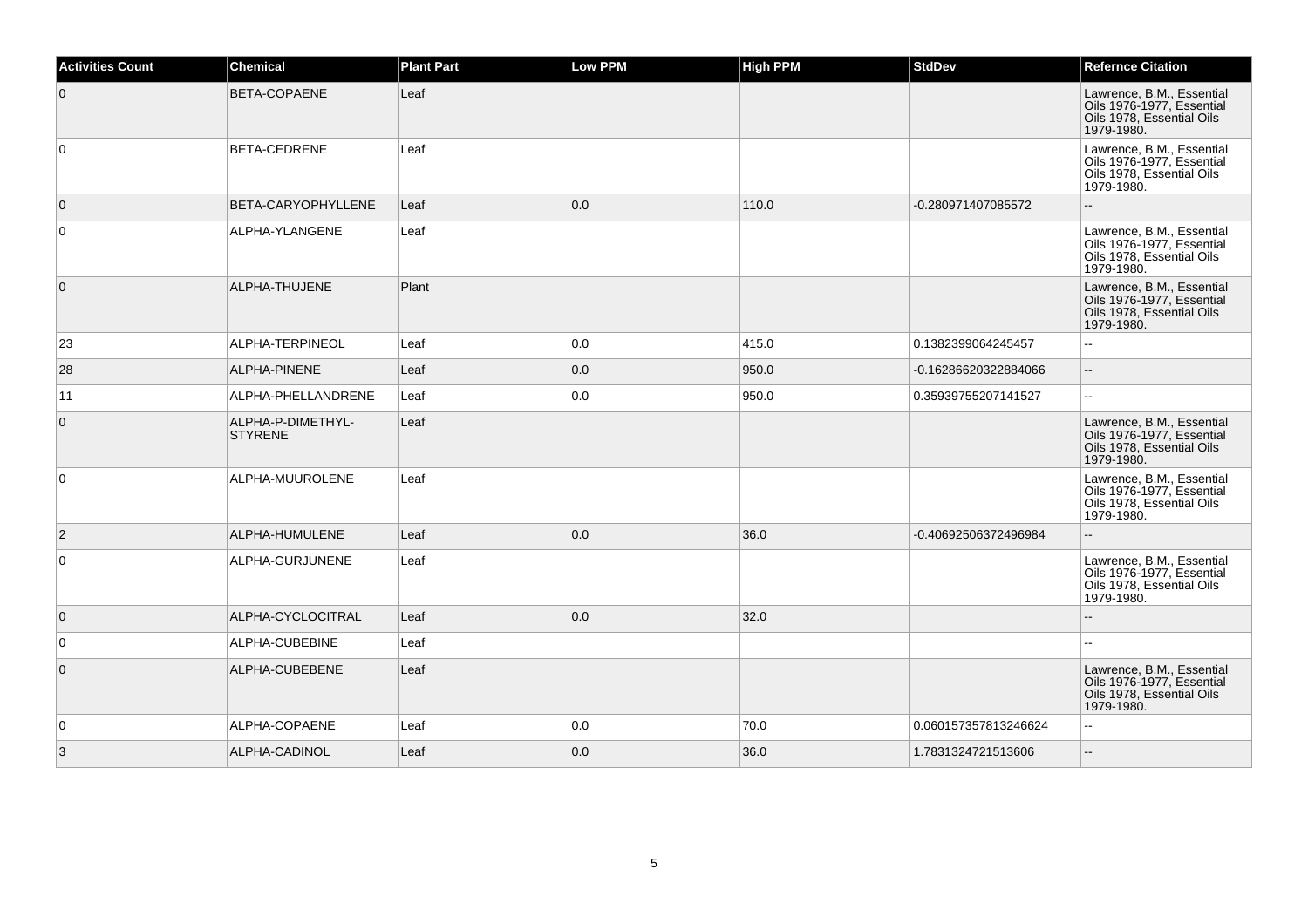| Activities Count | Chemical | Plant Part | Low PPM | High PPM | StdDev | Refernce Citation |
|---|---|---|---|---|---|---|
| 0 | BETA-COPAENE | Leaf | | | | Lawrence, B.M., Essential Oils 1976-1977, Essential Oils 1978, Essential Oils 1979-1980. |
| 0 | BETA-CEDRENE | Leaf | | | | Lawrence, B.M., Essential Oils 1976-1977, Essential Oils 1978, Essential Oils 1979-1980. |
| 0 | BETA-CARYOPHYLLENE | Leaf | 0.0 | 110.0 | -0.280971407085572 | -- |
| 0 | ALPHA-YLANGENE | Leaf | | | | Lawrence, B.M., Essential Oils 1976-1977, Essential Oils 1978, Essential Oils 1979-1980. |
| 0 | ALPHA-THUJENE | Plant | | | | Lawrence, B.M., Essential Oils 1976-1977, Essential Oils 1978, Essential Oils 1979-1980. |
| 23 | ALPHA-TERPINEOL | Leaf | 0.0 | 415.0 | 0.1382399064245457 | -- |
| 28 | ALPHA-PINENE | Leaf | 0.0 | 950.0 | -0.16286620322884066 | -- |
| 11 | ALPHA-PHELLANDRENE | Leaf | 0.0 | 950.0 | 0.35939755207141527 | -- |
| 0 | ALPHA-P-DIMETHYL-STYRENE | Leaf | | | | Lawrence, B.M., Essential Oils 1976-1977, Essential Oils 1978, Essential Oils 1979-1980. |
| 0 | ALPHA-MUUROLENE | Leaf | | | | Lawrence, B.M., Essential Oils 1976-1977, Essential Oils 1978, Essential Oils 1979-1980. |
| 2 | ALPHA-HUMULENE | Leaf | 0.0 | 36.0 | -0.40692506372496984 | -- |
| 0 | ALPHA-GURJUNENE | Leaf | | | | Lawrence, B.M., Essential Oils 1976-1977, Essential Oils 1978, Essential Oils 1979-1980. |
| 0 | ALPHA-CYCLOCITRAL | Leaf | 0.0 | 32.0 | | -- |
| 0 | ALPHA-CUBEBINE | Leaf | | | | -- |
| 0 | ALPHA-CUBEBENE | Leaf | | | | Lawrence, B.M., Essential Oils 1976-1977, Essential Oils 1978, Essential Oils 1979-1980. |
| 0 | ALPHA-COPAENE | Leaf | 0.0 | 70.0 | 0.060157357813246624 | -- |
| 3 | ALPHA-CADINOL | Leaf | 0.0 | 36.0 | 1.7831324721513606 | -- |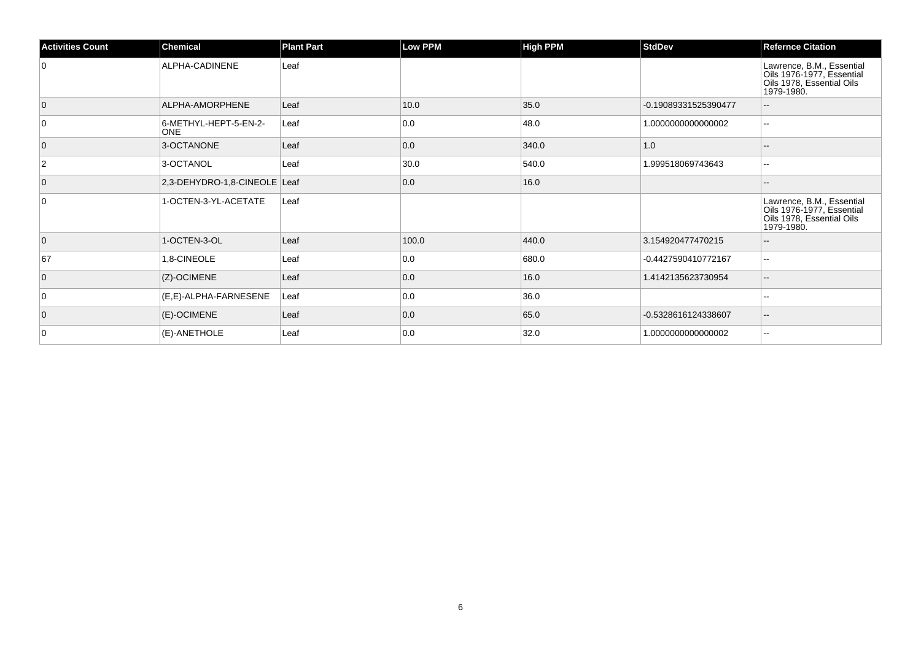| Activities Count | Chemical | Plant Part | Low PPM | High PPM | StdDev | Refernce Citation |
| --- | --- | --- | --- | --- | --- | --- |
| 0 | ALPHA-CADINENE | Leaf |  |  |  | Lawrence, B.M., Essential Oils 1976-1977, Essential Oils 1978, Essential Oils 1979-1980. |
| 0 | ALPHA-AMORPHENE | Leaf | 10.0 | 35.0 | -0.19089331525390477 | -- |
| 0 | 6-METHYL-HEPT-5-EN-2-ONE | Leaf | 0.0 | 48.0 | 1.0000000000000002 | -- |
| 0 | 3-OCTANONE | Leaf | 0.0 | 340.0 | 1.0 | -- |
| 2 | 3-OCTANOL | Leaf | 30.0 | 540.0 | 1.999518069743643 | -- |
| 0 | 2,3-DEHYDRO-1,8-CINEOLE | Leaf | 0.0 | 16.0 |  | -- |
| 0 | 1-OCTEN-3-YL-ACETATE | Leaf |  |  |  | Lawrence, B.M., Essential Oils 1976-1977, Essential Oils 1978, Essential Oils 1979-1980. |
| 0 | 1-OCTEN-3-OL | Leaf | 100.0 | 440.0 | 3.154920477470215 | -- |
| 67 | 1,8-CINEOLE | Leaf | 0.0 | 680.0 | -0.4427590410772167 | -- |
| 0 | (Z)-OCIMENE | Leaf | 0.0 | 16.0 | 1.4142135623730954 | -- |
| 0 | (E,E)-ALPHA-FARNESENE | Leaf | 0.0 | 36.0 |  | -- |
| 0 | (E)-OCIMENE | Leaf | 0.0 | 65.0 | -0.5328616124338607 | -- |
| 0 | (E)-ANETHOLE | Leaf | 0.0 | 32.0 | 1.0000000000000002 | -- |